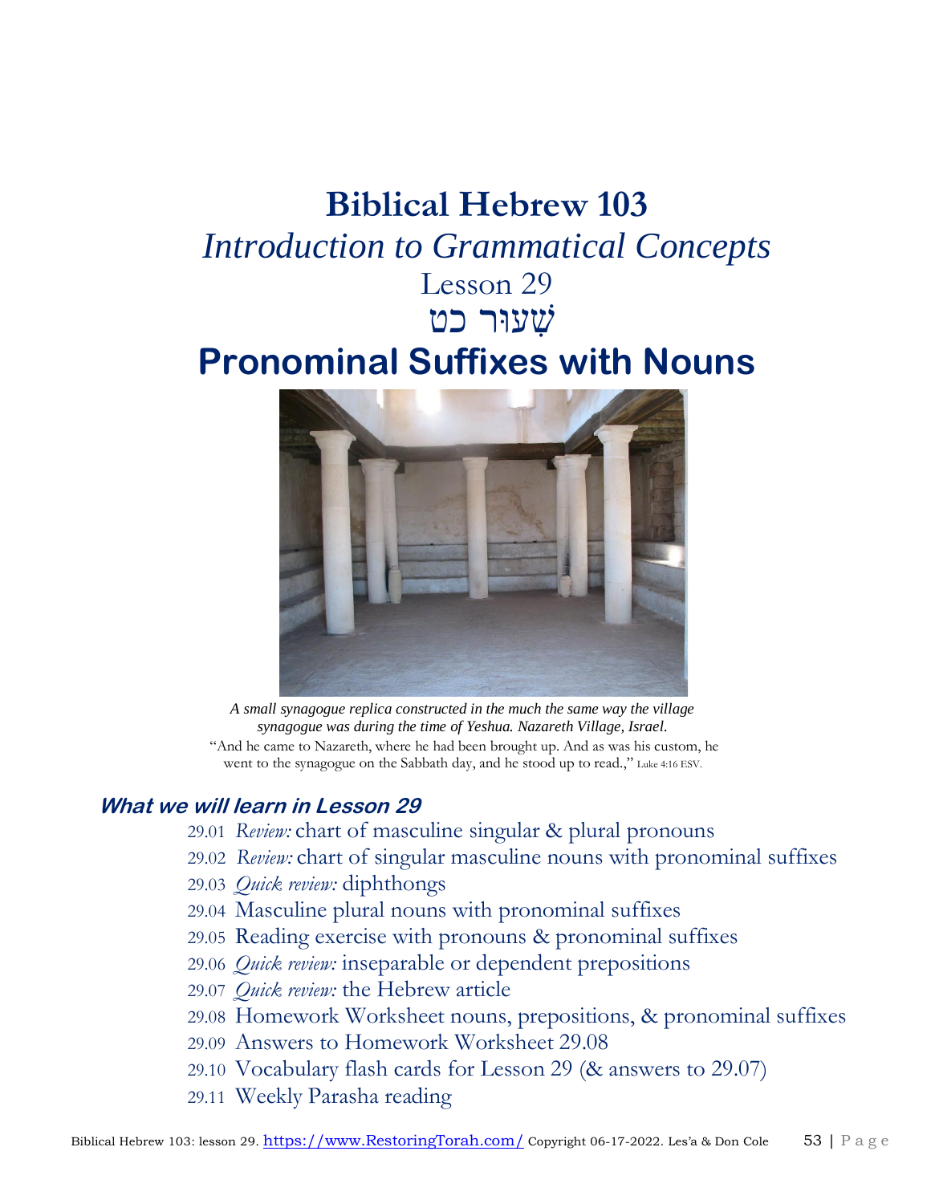# Biblical Hebrew 103

## *Introduction to Grammatical Concepts*

Lesson 29

שִׁעוּר כט

# Pronominal Suffixes with Nouns

*A small synagogue replica constructed in the much the same way the village synagogue was during the time of Yeshua. Nazareth Village, Israel.*

"And he came to Nazareth, where he had been brought up. And as was his custom, he went to the synagogue on the Sabbath day, and he stood up to read.," Luke 4:16 ESV.

### *What we will learn in Lesson 29*

- 29.01 *Review:* chart of masculine singular & plural pronouns
- 29.02 *Review:* chart of singular masculine nouns with pronominal suffixes
- 29.03 *Quick review:* diphthongs
- 29.04 Masculine plural nouns with pronominal suffixes
- 29.05 Reading exercise with pronouns & pronominal suffixes
- 29.06 *Quick review:* inseparable or dependent prepositions
- 29.07 *Quick review:* the Hebrew article
- 29.08 Homework Worksheet nouns, prepositions, & pronominal suffixes
- 29.09 Answers to Homework Worksheet 29.08
- 29.10 Vocabulary flash cards for Lesson 29 (& answers to 29.07)
- 29.11 Weekly Parasha reading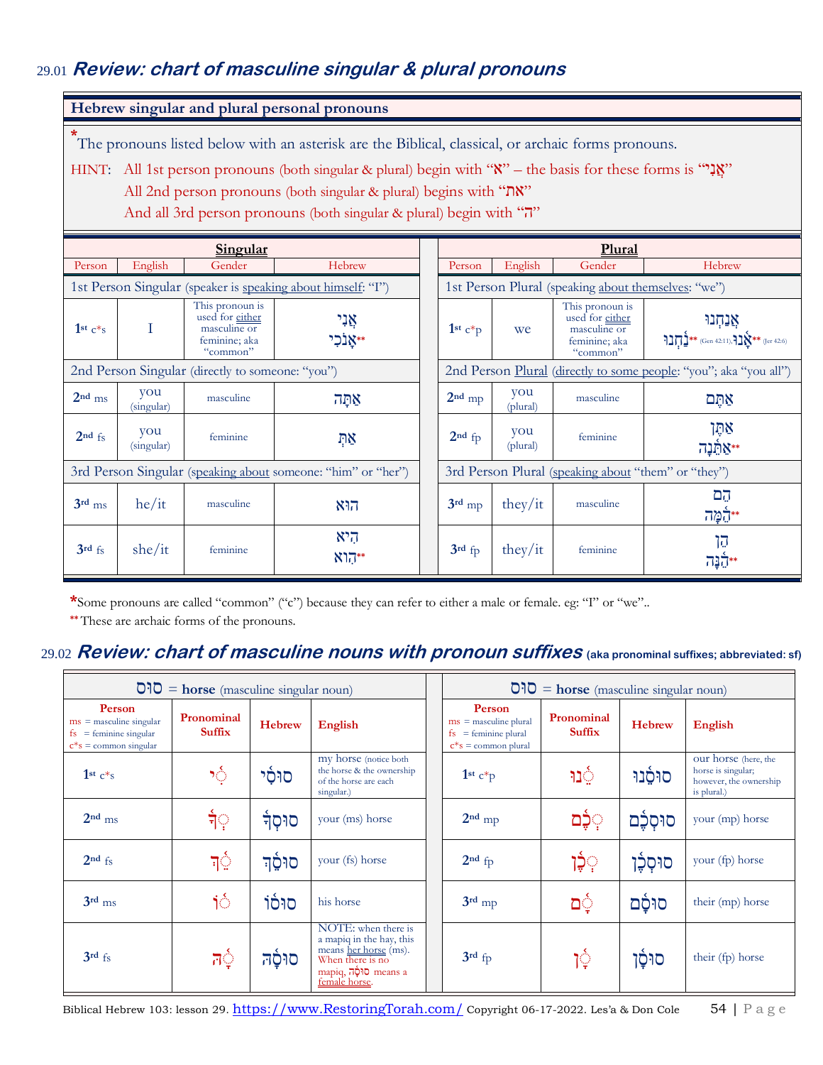## 29.01 *Review: chart of masculine singular & plural pronouns*

**Hebrew singular and plural personal pronouns**

*The pronouns listed below with an asterisk are the Biblical, classical, or archaic forms pronouns.

HINT: All 1st person pronouns (both singular & plural) begin with "א" – the basis for these forms is "אֲנִי"
All 2nd person pronouns (both singular & plural) begins with "את"
And all 3rd person pronouns (both singular & plural) begin with "ה"

| Singular | | | | Plural | | | |
|---|---|---|---|---|---|---|---|
| Person | English | Gender | Hebrew | Person | English | Gender | Hebrew |
| 1st Person Singular (speaker is speaking about himself: "I") | | | | 1st Person Plural (speaking about themselves: "we") | | | |
| 1st c*s | I | This pronoun is used for either masculine or feminine; aka "common" | אֲנִי<br>אָנֹכִי** | 1st c*p | we | This pronoun is used for either masculine or feminine; aka "common" | אֲנַחְנוּ<br>נַחְנוּ** (Gen 42:11), אָנוּ** (Jer 42:6) |
| 2nd Person Singular (directly to someone: "you") | | | | 2nd Person Plural (directly to some people: "you"; aka "you all") | | | |
| 2nd ms | you (singular) | masculine | אַתָּה | 2nd mp | you (plural) | masculine | אַתֶּם |
| 2nd fs | you (singular) | feminine | אַתְּ | 2nd fp | you (plural) | feminine | אַתֶּן<br>אַתֵּנָה** |
| 3rd Person Singular (speaking about someone: "him" or "her") | | | | 3rd Person Plural (speaking about "them" or "they") | | | |
| 3rd ms | he/it | masculine | הוּא | 3rd mp | they/it | masculine | הֵם<br>הֵמָּה** |
| 3rd fs | she/it | feminine | הִיא<br>הִוא** | 3rd fp | they/it | feminine | הֵן<br>הֵנָּה** |

*Some pronouns are called "common" ("c") because they can refer to either a male or female. eg: "I" or "we"..

** These are archaic forms of the pronouns.

## 29.02 *Review: chart of masculine nouns with pronoun suffixes* (aka pronominal suffixes; abbreviated: sf)

| סוּס = **horse** (masculine singular noun) | | | | סוּס = **horse** (masculine singular noun) | | | |
|---|---|---|---|---|---|---|---|
| **Person**<br>ms = masculine singular<br>fs = feminine singular<br>c*s = common singular | **Pronominal Suffix** | **Hebrew** | **English** | **Person**<br>ms = masculine plural<br>fs = feminine plural<br>c*s = common plural | **Pronominal Suffix** | **Hebrew** | **English** |
| 1st c*s | ִי | סוּסִי | my horse (notice both the horse & the ownership of the horse are each singular.) | 1st c*p | ֵנוּ | סוּסֵנוּ | our horse (here, the horse is singular; however, the ownership is plural.) |
| 2nd ms | ְךָ | סוּסְךָ | your (ms) horse | 2nd mp | ְכֶם | סוּסְכֶם | your (mp) horse |
| 2nd fs | ֵךְ | סוּסֵךְ | your (fs) horse | 2nd fp | ְכֶן | סוּסְכֶן | your (fp) horse |
| 3rd ms | וֹ | סוּסוֹ | his horse | 3rd mp | ָם | סוּסָם | their (mp) horse |
| 3rd fs | ָהּ | סוּסָהּ | NOTE: when there is a mapiq in the hay, this means her horse (ms). When there is no mapiq, סוּסָה means a female horse. | 3rd fp | ָן | סוּסָן | their (fp) horse |

Biblical Hebrew 103: lesson 29. https://www.RestoringTorah.com/ Copyright 06-17-2022. Les'a & Don Cole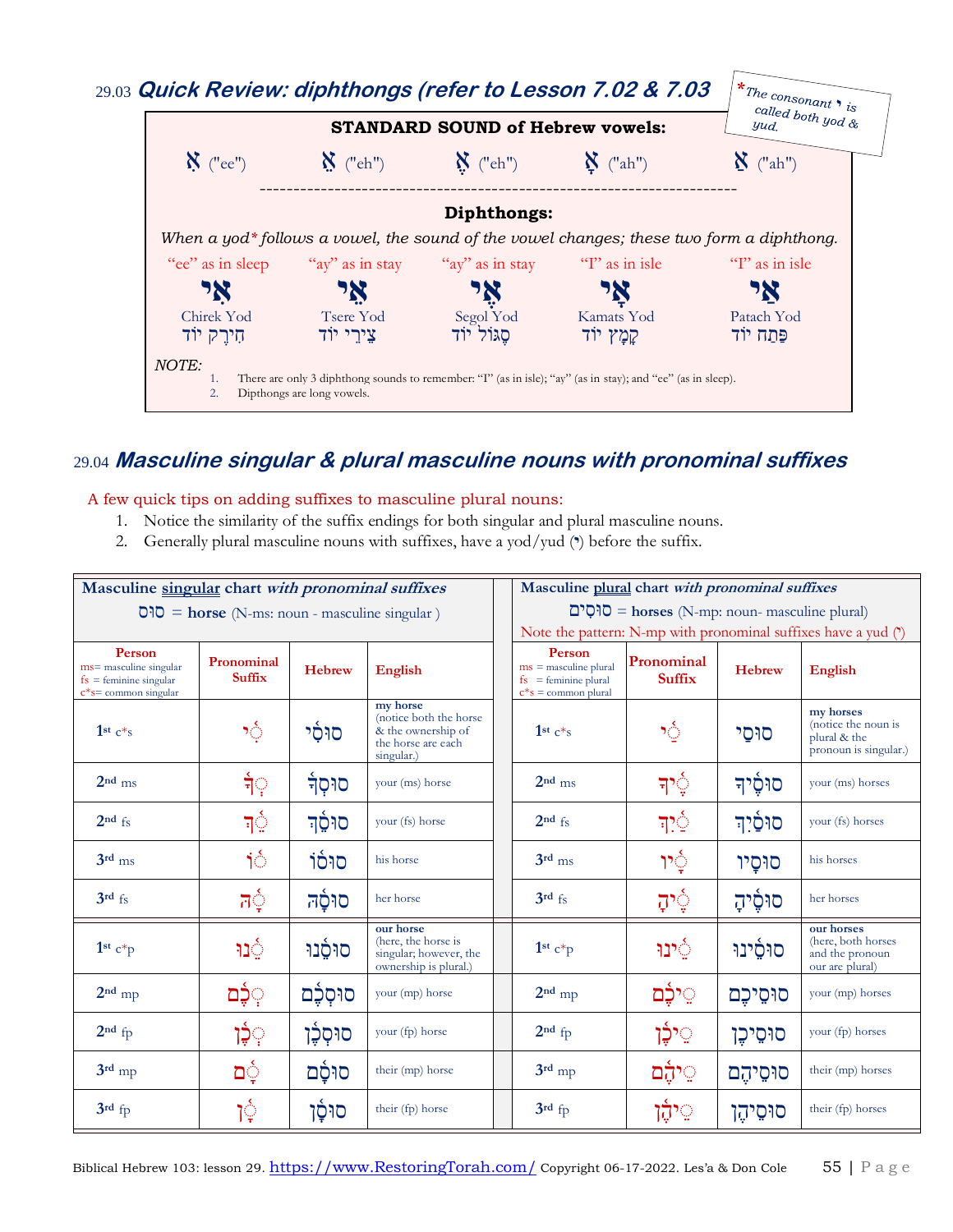## 29.03 *Quick Review: diphthongs (refer to Lesson 7.02 & 7.03*

*\*The consonant י is called both yod & yud.*

**STANDARD SOUND of Hebrew vowels:**

אִ ("ee") אֵ ("eh") אֶ ("eh") אָ ("ah") אַ ("ah")

---

**Diphthongs:**

*When a yod\* follows a vowel, the sound of the vowel changes; these two form a diphthong.*

| "ee" as in sleep | "ay" as in stay | "ay" as in stay | "I" as in isle | "I" as in isle |
|---|---|---|---|---|
| אִי | אֵי | אֶי | אָי | אַי |
| Chirek Yod | Tsere Yod | Segol Yod | Kamats Yod | Patach Yod |
| חִירֶק יוֹד | צֵירֵי יוֹד | סֶגּוֹל יוֹד | קָמֶץ יוֹד | פַּתַח יוֹד |

*NOTE:*
1. There are only 3 diphthong sounds to remember: "I" (as in isle); "ay" (as in stay); and "ee" (as in sleep).
2. Dipthongs are long vowels.

## 29.04 *Masculine singular & plural masculine nouns with pronominal suffixes*

A few quick tips on adding suffixes to masculine plural nouns:

1. Notice the similarity of the suffix endings for both singular and plural masculine nouns.
2. Generally plural masculine nouns with suffixes, have a yod/yud (י) before the suffix.

| Masculine **singular** chart *with pronominal suffixes* סוּס = **horse** (N-ms: noun - masculine singular ) | | | | Masculine **plural** chart *with pronominal suffixes* סוּסִים = **horses** (N-mp: noun- masculine plural) Note the pattern: N-mp with pronominal suffixes have a yud (י) | | | |
|---|---|---|---|---|---|---|---|
| **Person** ms= masculine singular fs = feminine singular c\*s= common singular | **Pronominal Suffix** | **Hebrew** | **English** | **Person** ms = masculine plural fs = feminine plural c\*s = common plural | **Pronominal Suffix** | **Hebrew** | **English** |
| 1st c\*s | ִ֫י | סוּסִ֫י | **my horse** (notice both the horse & the ownership of the horse are each singular.) | 1st c\*s | ַ֫י | סוּסַי | **my horses** (notice the noun is plural & the pronoun is singular.) |
| 2nd ms | ְךָ֫ | סוּסְךָ֫ | your (ms) horse | 2nd ms | ֶ֫יךָ | סוּסֶ֫יךָ | your (ms) horses |
| 2nd fs | ֵ֫ךְ | סוּסֵ֫ךְ | your (fs) horse | 2nd fs | ַ֫יִךְ | סוּסַ֫יִךְ | your (fs) horses |
| 3rd ms | ֹ֫ו | סוּסֹ֫ו | his horse | 3rd ms | ָ֫יו | סוּסָ֫יו | his horses |
| 3rd fs | ָ֫הּ | סוּסָ֫הּ | her horse | 3rd fs | ֶ֫יהָ | סוּסֶ֫יהָ | her horses |
| 1st c\*p | ֵ֫נוּ | סוּסֵ֫נוּ | **our horse** (here, the horse is singular; however, the ownership is plural.) | 1st c\*p | ֵ֫ינוּ | סוּסֵ֫ינוּ | **our horses** (here, both horses and the pronoun our are plural) |
| 2nd mp | ְכֶם | סוּסְכֶם | your (mp) horse | 2nd mp | ֵיכֶם | סוּסֵיכֶם | your (mp) horses |
| 2nd fp | ְכֶן | סוּסְכֶן | your (fp) horse | 2nd fp | ֵיכֶן | סוּסֵיכֶן | your (fp) horses |
| 3rd mp | ָ֫ם | סוּסָ֫ם | their (mp) horse | 3rd mp | ֵיהֶם | סוּסֵיהֶם | their (mp) horses |
| 3rd fp | ָ֫ן | סוּסָ֫ן | their (fp) horse | 3rd fp | ֵיהֶן | סוּסֵיהֶן | their (fp) horses |

Biblical Hebrew 103: lesson 29. https://www.RestoringTorah.com/ Copyright 06-17-2022. Les'a & Don Cole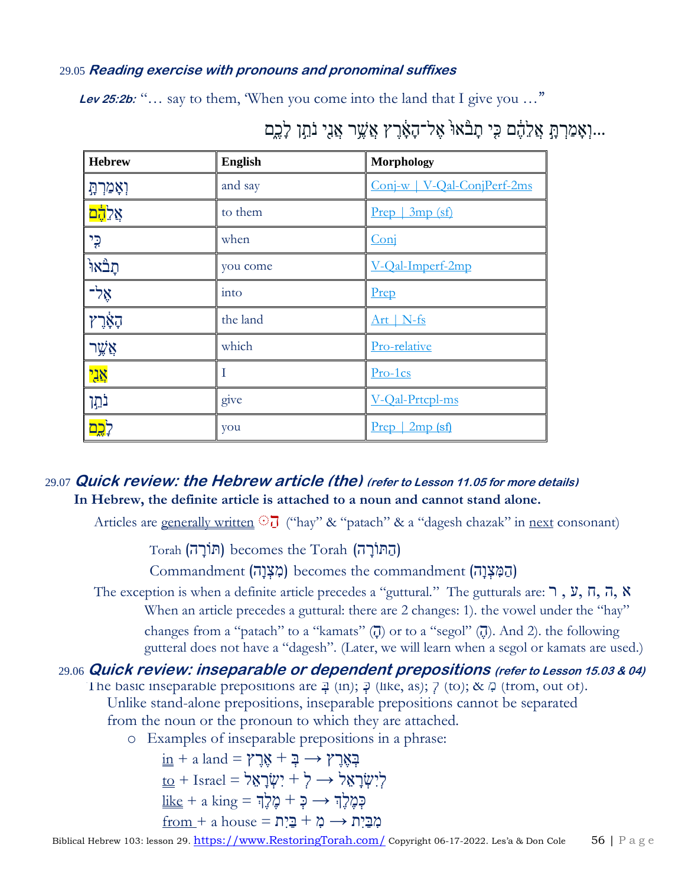### 29.05 *Reading exercise with pronouns and pronominal suffixes*

***Lev 25:2b:*** "… say to them, 'When you come into the land that I give you …"

…וְאָמַרְתָּ אֲלֵהֶם כִּי תָבֹאוּ אֶל־הָאָרֶץ אֲשֶׁר אֲנִי נֹתֵן לָכֶם

| Hebrew | English | Morphology |
|---|---|---|
| וְאָמַרְתָּ | and say | Conj-w \| V-Qal-ConjPerf-2ms |
| אֲלֵהֶם | to them | Prep \| 3mp (sf) |
| כִּי | when | Conj |
| תָבֹאוּ | you come | V-Qal-Imperf-2mp |
| אֶל־ | into | Prep |
| הָאָרֶץ | the land | Art \| N-fs |
| אֲשֶׁר | which | Pro-relative |
| אֲנִי | I | Pro-1cs |
| נֹתֵן | give | V-Qal-Prtcpl-ms |
| לָכֶם | you | Prep \| 2mp (sf) |

### 29.07 *Quick review: the Hebrew article (the) (refer to Lesson 11.05 for more details)*

**In Hebrew, the definite article is attached to a noun and cannot stand alone.**

Articles are generally written הַ ("hay" & "patach" & a "dagesh chazak" in next consonant)

Torah (תּוֹרָה) becomes the Torah (הַתּוֹרָה)

Commandment (מִצְוָה) becomes the commandment (הַמִּצְוָה)

The exception is when a definite article precedes a "guttural." The gutturals are: א, ה, ח, ע, ר

When an article precedes a guttural: there are 2 changes: 1). the vowel under the "hay" changes from a "patach" to a "kamats" (הָ) or to a "segol" (הֶ). And 2). the following gutteral does not have a "dagesh". (Later, we will learn when a segol or kamats are used.)

### 29.06 *Quick review: inseparable or dependent prepositions (refer to Lesson 15.03 & 04)*

The basic inseparable prepositions are בְּ (in); כְּ (like, as); לְ (to); & מִ (from, out of).

Unlike stand-alone prepositions, inseparable prepositions cannot be separated from the noun or the pronoun to which they are attached.

- Examples of inseparable prepositions in a phrase:
  - in + a land = בְּ + אֶרֶץ → בְּאֶרֶץ
  - to + Israel = לְ + יִשְׂרָאֵל → לְיִשְׂרָאֵל
  - like + a king = כְּ + מֶלֶךְ → כְּמֶלֶךְ
  - from + a house = מִ + בַּיִת → מִבַּיִת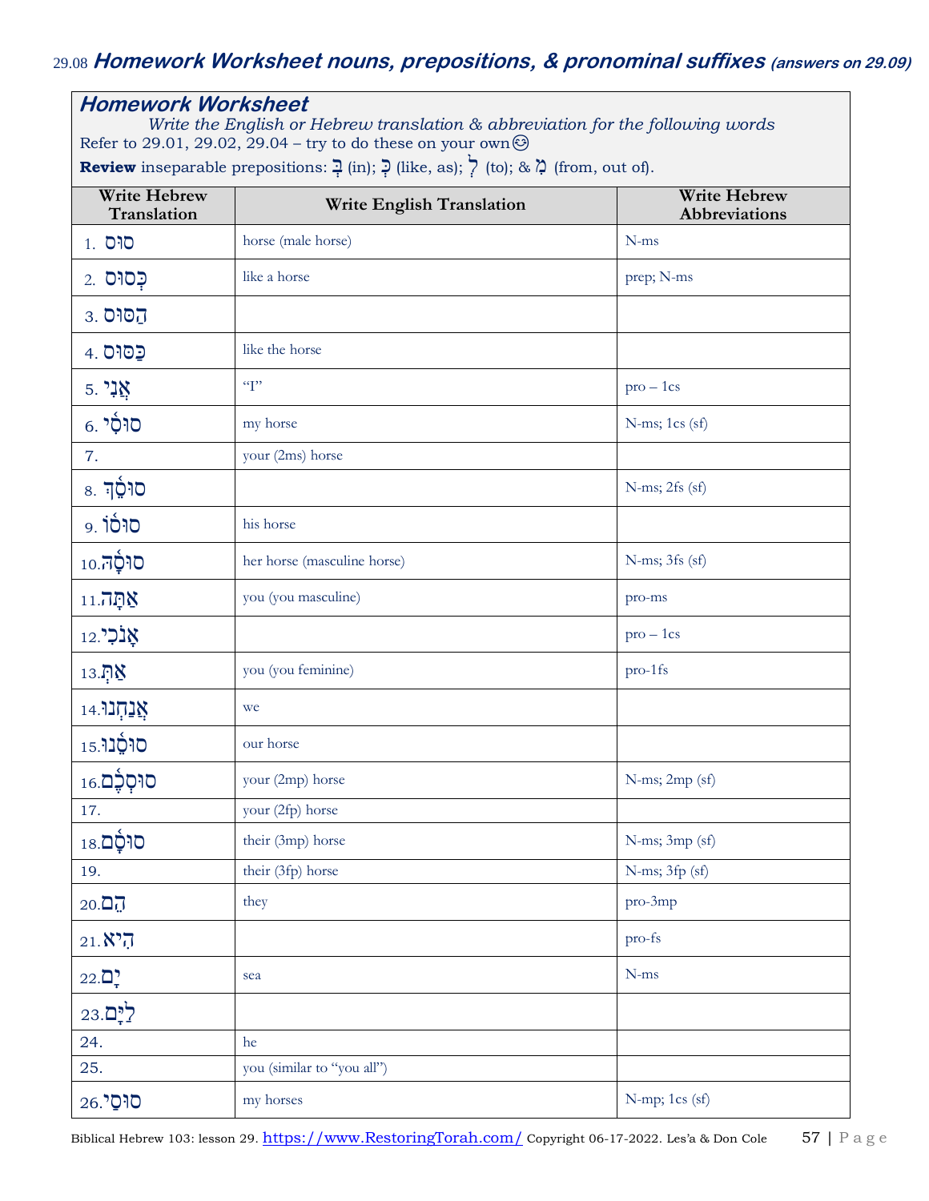## 29.08 *Homework Worksheet nouns, prepositions, & pronominal suffixes* *(answers on 29.09)*

### *Homework Worksheet*

*Write the English or Hebrew translation & abbreviation for the following words*

Refer to 29.01, 29.02, 29.04 – try to do these on your own😊

**Review** inseparable prepositions: בְּ (in); כְּ (like, as); לְ (to); & מְ (from, out of).

| Write Hebrew Translation | Write English Translation | Write Hebrew Abbreviations |
|---|---|---|
| 1. סוּס | horse (male horse) | N-ms |
| 2. כְּסוּס | like a horse | prep; N-ms |
| 3. הַסּוּס | | |
| 4. כַּסּוּס | like the horse | |
| 5. אֲנִי | "I" | pro – 1cs |
| 6. סוּסִי | my horse | N-ms; 1cs (sf) |
| 7. | your (2ms) horse | |
| 8. סוּסֵךְ | | N-ms; 2fs (sf) |
| 9. סוּסוֹ | his horse | |
| 10. סוּסָהּ | her horse (masculine horse) | N-ms; 3fs (sf) |
| 11. אַתָּה | you (you masculine) | pro-ms |
| 12. אָנֹכִי | | pro – 1cs |
| 13. אַתְּ | you (you feminine) | pro-1fs |
| 14. אֲנַחְנוּ | we | |
| 15. סוּסֵנוּ | our horse | |
| 16. סוּסְכֶם | your (2mp) horse | N-ms; 2mp (sf) |
| 17. | your (2fp) horse | |
| 18. סוּסָם | their (3mp) horse | N-ms; 3mp (sf) |
| 19. | their (3fp) horse | N-ms; 3fp (sf) |
| 20. הֵם | they | pro-3mp |
| 21. הִיא | | pro-fs |
| 22. יָם | sea | N-ms |
| 23. לַיָּם | | |
| 24. | he | |
| 25. | you (similar to "you all") | |
| 26. סוּסַי | my horses | N-mp; 1cs (sf) |

Biblical Hebrew 103: lesson 29. https://www.RestoringTorah.com/ Copyright 06-17-2022. Les'a & Don Cole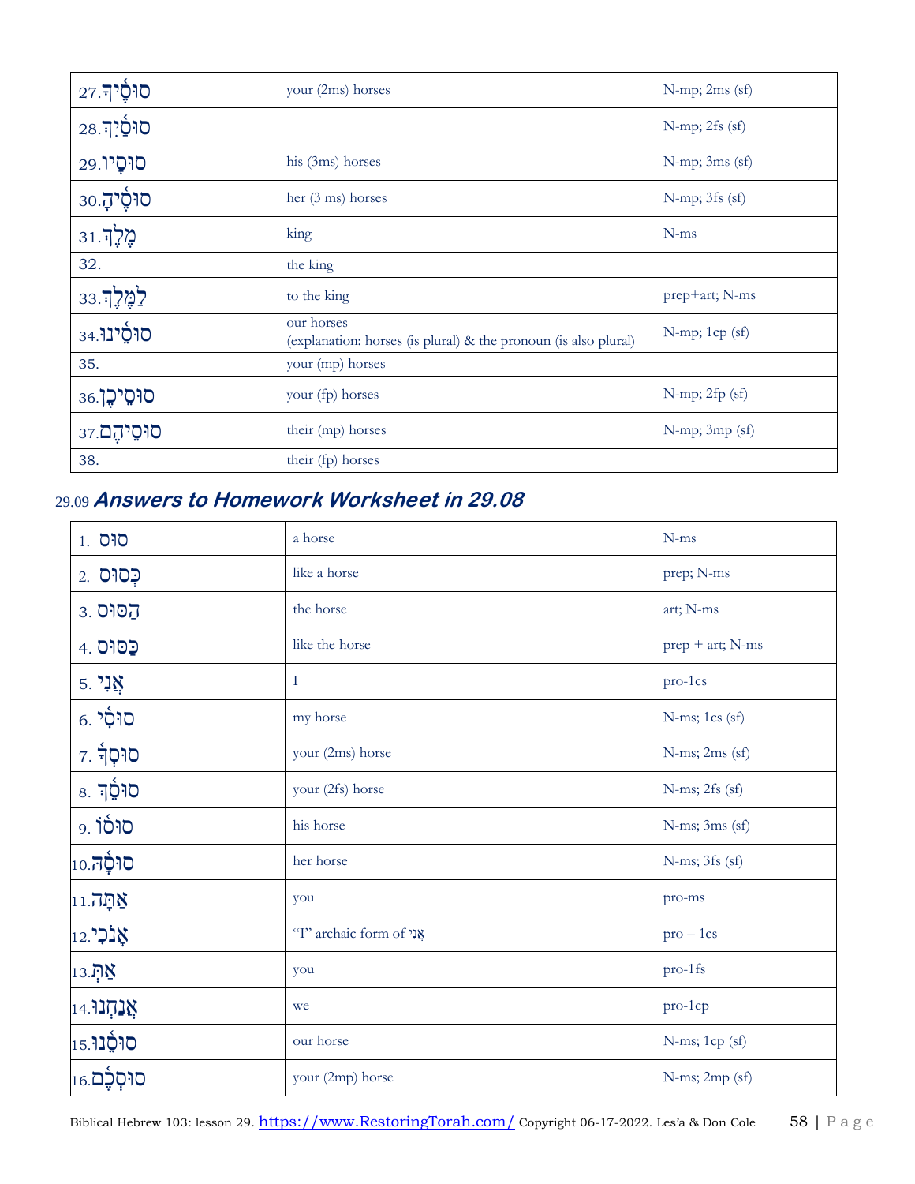| | | |
|---|---|---|
| 27.סוּסֶ֫יךָ | your (2ms) horses | N-mp; 2ms (sf) |
| 28.סוּסַ֫יִךְ | | N-mp; 2fs (sf) |
| 29.סוּסָיו | his (3ms) horses | N-mp; 3ms (sf) |
| 30.סוּסֶ֫יהָ | her (3 ms) horses | N-mp; 3fs (sf) |
| 31.מֶ֫לֶךְ | king | N-ms |
| 32. | the king | |
| 33.לַמֶּ֫לֶךְ | to the king | prep+art; N-ms |
| 34.סוּסֵ֫ינוּ | our horses<br>(explanation: horses (is plural) & the pronoun (is also plural) | N-mp; 1cp (sf) |
| 35. | your (mp) horses | |
| 36.סוּסֵיכֶן | your (fp) horses | N-mp; 2fp (sf) |
| 37.סוּסֵיהֶם | their (mp) horses | N-mp; 3mp (sf) |
| 38. | their (fp) horses | |

## 29.09 ***Answers to Homework Worksheet in 29.08***

| | | |
|---|---|---|
| 1. סוּס | a horse | N-ms |
| 2. כְּסוּס | like a horse | prep; N-ms |
| 3. הַסּוּס | the horse | art; N-ms |
| 4. כַּסּוּס | like the horse | prep + art; N-ms |
| 5. אֲנִי | I | pro-1cs |
| 6. סוּסִי | my horse | N-ms; 1cs (sf) |
| 7. סוּסְךָ | your (2ms) horse | N-ms; 2ms (sf) |
| 8. סוּסֵךְ | your (2fs) horse | N-ms; 2fs (sf) |
| 9. סוּסוֹ | his horse | N-ms; 3ms (sf) |
| 10.סוּסָהּ | her horse | N-ms; 3fs (sf) |
| 11.אַתָּה | you | pro-ms |
| 12.אָנֹכִי | "I" archaic form of אֲנִי | pro – 1cs |
| 13.אַתְּ | you | pro-1fs |
| 14.אֲנַחְנוּ | we | pro-1cp |
| 15.סוּסֵ֫נוּ | our horse | N-ms; 1cp (sf) |
| 16.סוּסְכֶם | your (2mp) horse | N-ms; 2mp (sf) |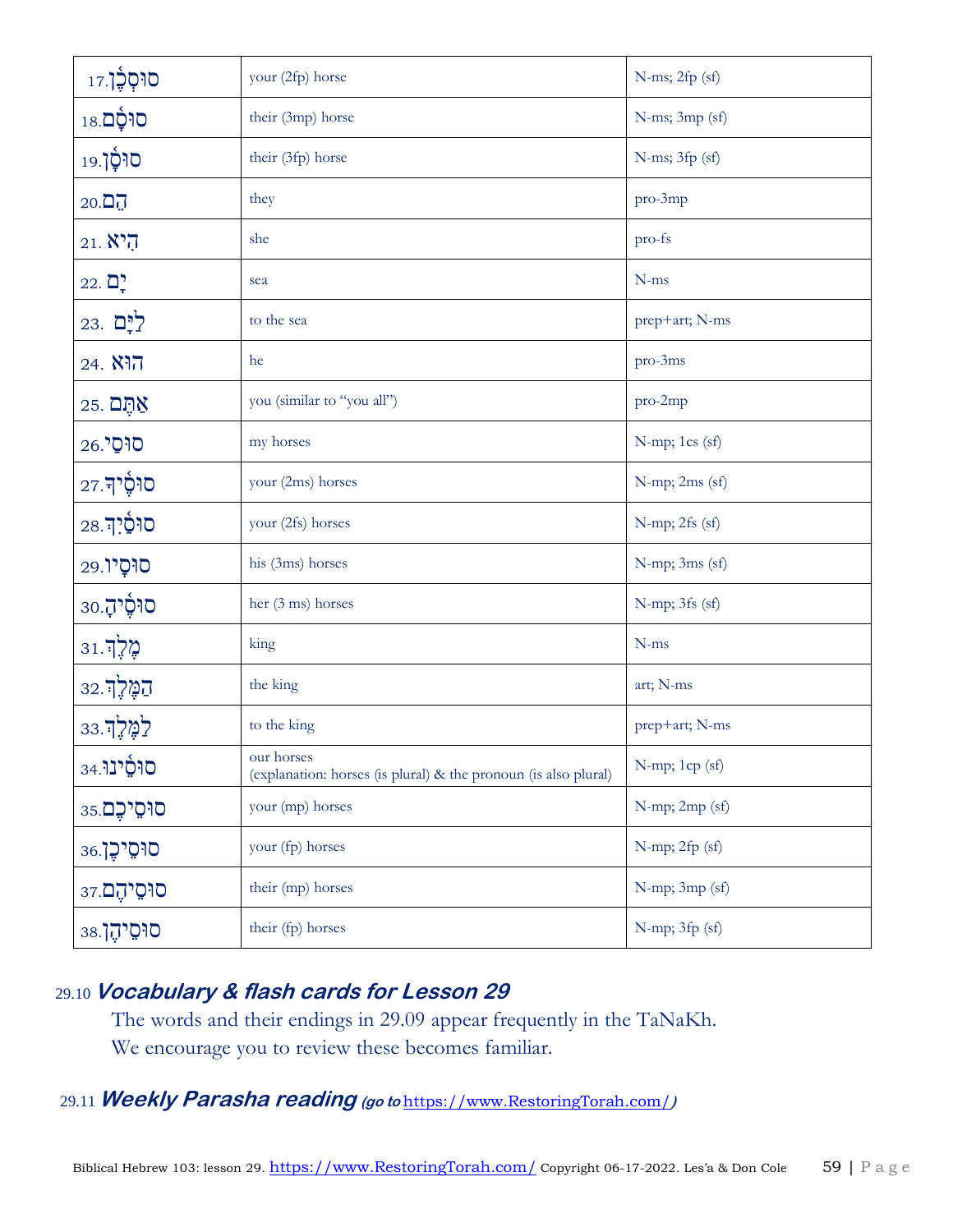| | | |
|---|---|---|
| סוּסְכֶ֫ן.17 | your (2fp) horse | N-ms; 2fp (sf) |
| סוּסָ֫ם.18 | their (3mp) horse | N-ms; 3mp (sf) |
| סוּסָ֫ן.19 | their (3fp) horse | N-ms; 3fp (sf) |
| הֵם.20 | they | pro-3mp |
| 21. הִיא | she | pro-fs |
| 22. יָם | sea | N-ms |
| 23. לַיָּם | to the sea | prep+art; N-ms |
| 24. הוּא | he | pro-3ms |
| 25. אַתֶּם | you (similar to "you all") | pro-2mp |
| סוּסַי.26 | my horses | N-mp; 1cs (sf) |
| סוּסֶ֫יךָ.27 | your (2ms) horses | N-mp; 2ms (sf) |
| סוּסַ֫יִךְ.28 | your (2fs) horses | N-mp; 2fs (sf) |
| סוּסָיו.29 | his (3ms) horses | N-mp; 3ms (sf) |
| סוּסֶ֫יהָ.30 | her (3 ms) horses | N-mp; 3fs (sf) |
| מֶ֫לֶךְ.31 | king | N-ms |
| הַמֶּ֫לֶךְ.32 | the king | art; N-ms |
| לַמֶּ֫לֶךְ.33 | to the king | prep+art; N-ms |
| סוּסֵ֫ינוּ.34 | our horses (explanation: horses (is plural) & the pronoun (is also plural) | N-mp; 1cp (sf) |
| סוּסֵיכֶם.35 | your (mp) horses | N-mp; 2mp (sf) |
| סוּסֵיכֶן.36 | your (fp) horses | N-mp; 2fp (sf) |
| סוּסֵיהֶם.37 | their (mp) horses | N-mp; 3mp (sf) |
| סוּסֵיהֶן.38 | their (fp) horses | N-mp; 3fp (sf) |

## 29.10 ***Vocabulary & flash cards for Lesson 29***

The words and their endings in 29.09 appear frequently in the TaNaKh.
We encourage you to review these becomes familiar.

## 29.11 ***Weekly Parasha reading*** *(go to https://www.RestoringTorah.com/)*